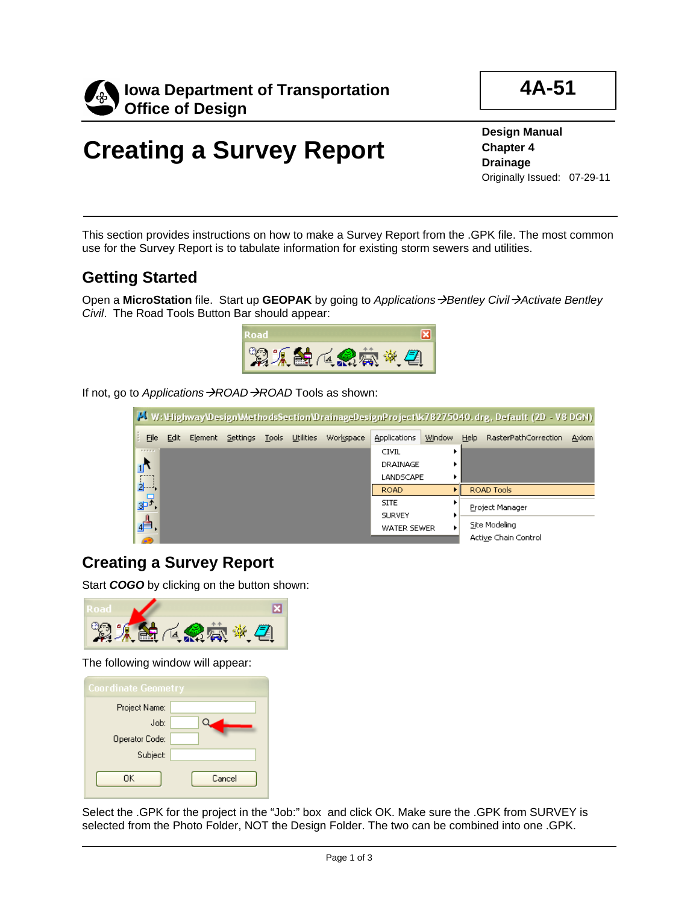**Iowa Department of Transportation**
**Office of Design**

**4A-51**

# Creating a Survey Report

**Design Manual**
**Chapter 4**
**Drainage**
Originally Issued: 07-29-11

This section provides instructions on how to make a Survey Report from the .GPK file. The most common use for the Survey Report is to tabulate information for existing storm sewers and utilities.

## Getting Started

Open a **MicroStation** file. Start up **GEOPAK** by going to *Applications→Bentley Civil→Activate Bentley Civil*. The Road Tools Button Bar should appear:

If not, go to *Applications→ROAD→ROAD* Tools as shown:

## Creating a Survey Report

Start ***COGO*** by clicking on the button shown:

The following window will appear:

Select the .GPK for the project in the "Job:" box and click OK. Make sure the .GPK from SURVEY is selected from the Photo Folder, NOT the Design Folder. The two can be combined into one .GPK.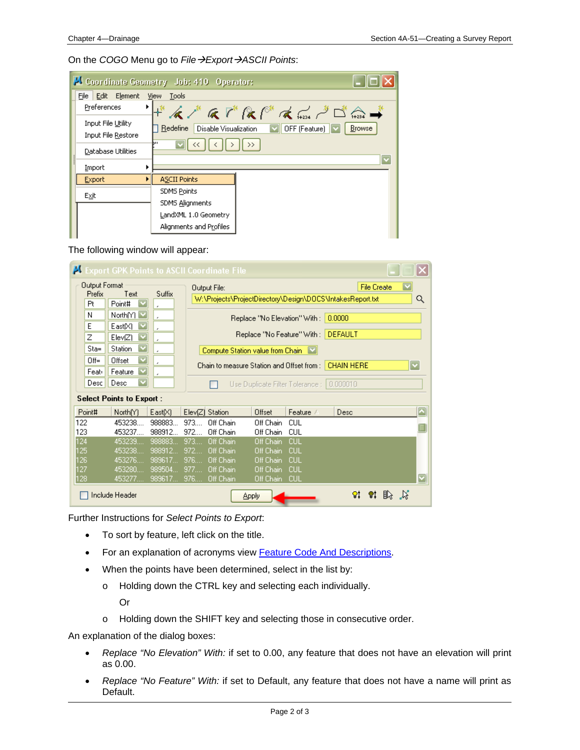On the *COGO* Menu go to *File→Export→ASCII Points*:

The following window will appear:

Further Instructions for *Select Points to Export*:

- To sort by feature, left click on the title.
- For an explanation of acronyms view [Feature Code And Descriptions](#).
- When the points have been determined, select in the list by:
  - Holding down the CTRL key and selecting each individually.

    Or

  - Holding down the SHIFT key and selecting those in consecutive order.

An explanation of the dialog boxes:

- *Replace "No Elevation" With:* if set to 0.00, any feature that does not have an elevation will print as 0.00.
- *Replace "No Feature" With:* if set to Default, any feature that does not have a name will print as Default.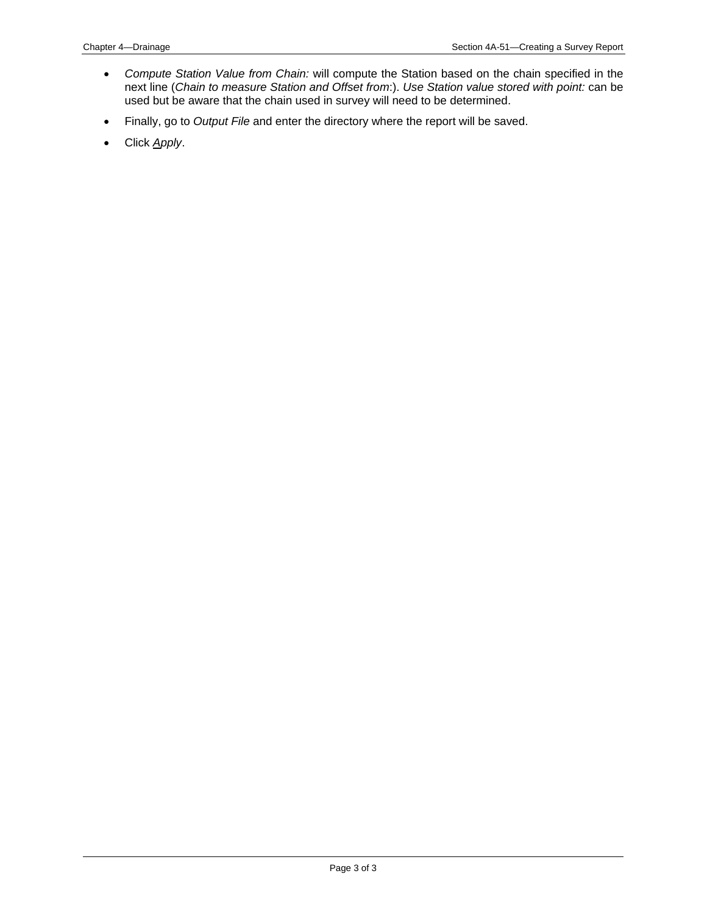- *Compute Station Value from Chain:* will compute the Station based on the chain specified in the next line (*Chain to measure Station and Offset from*:). *Use Station value stored with point:* can be used but be aware that the chain used in survey will need to be determined.
- Finally, go to *Output File* and enter the directory where the report will be saved.
- Click *Apply*.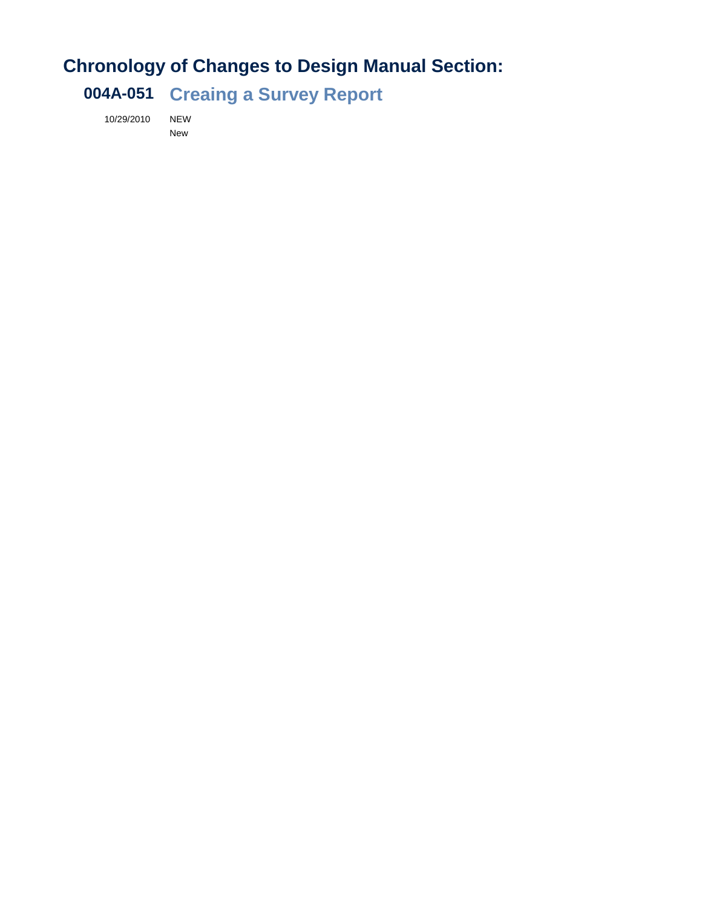# Chronology of Changes to Design Manual Section:

## 004A-051 Creaing a Survey Report

| | | |
|---|---|---|
| 10/29/2010 | NEW<br>New | |